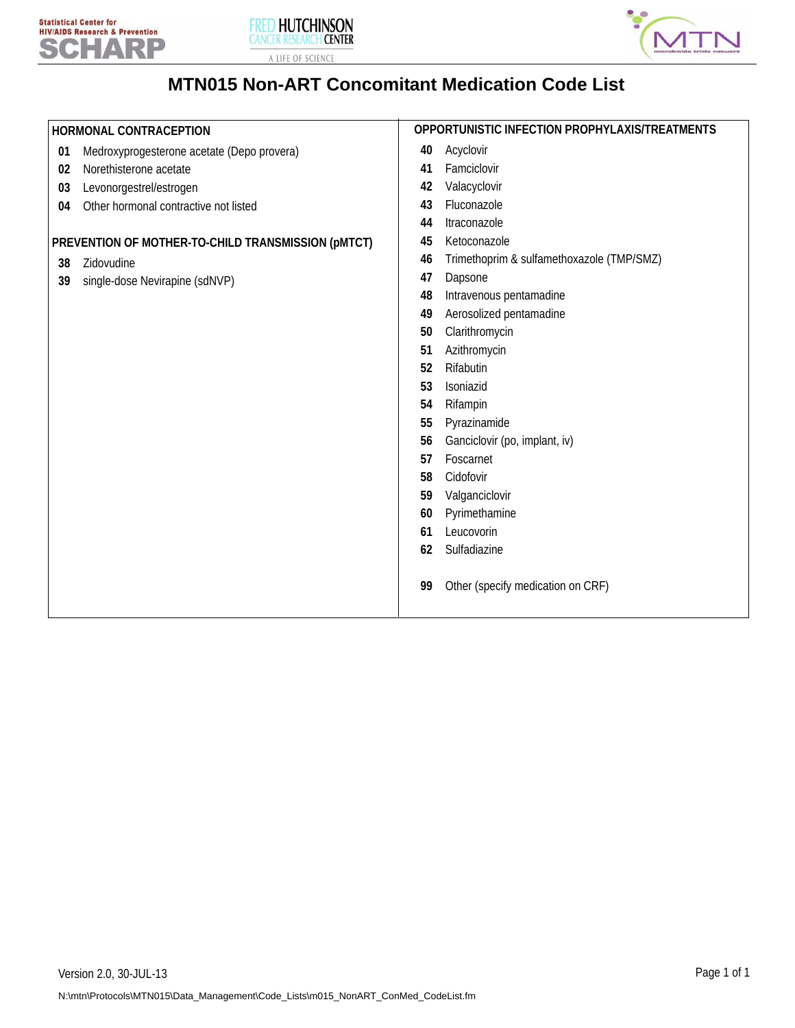# MTN015 Non-ART Concomitant Medication Code List

## HORMONAL CONTRACEPTION

- **01** Medroxyprogesterone acetate (Depo provera)
- **02** Norethisterone acetate
- **03** Levonorgestrel/estrogen
- **04** Other hormonal contractive not listed

## PREVENTION OF MOTHER-TO-CHILD TRANSMISSION (pMTCT)

- **38** Zidovudine
- **39** single-dose Nevirapine (sdNVP)

## OPPORTUNISTIC INFECTION PROPHYLAXIS/TREATMENTS

- **40** Acyclovir
- **41** Famciclovir
- **42** Valacyclovir
- **43** Fluconazole
- **44** Itraconazole
- **45** Ketoconazole
- **46** Trimethoprim & sulfamethoxazole (TMP/SMZ)
- **47** Dapsone
- **48** Intravenous pentamadine
- **49** Aerosolized pentamadine
- **50** Clarithromycin
- **51** Azithromycin
- **52** Rifabutin
- **53** Isoniazid
- **54** Rifampin
- **55** Pyrazinamide
- **56** Ganciclovir (po, implant, iv)
- **57** Foscarnet
- **58** Cidofovir
- **59** Valganciclovir
- **60** Pyrimethamine
- **61** Leucovorin
- **62** Sulfadiazine

- **99** Other (specify medication on CRF)

Version 2.0, 30-JUL-13

N:\mtn\Protocols\MTN015\Data_Management\Code_Lists\m015_NonART_ConMed_CodeList.fm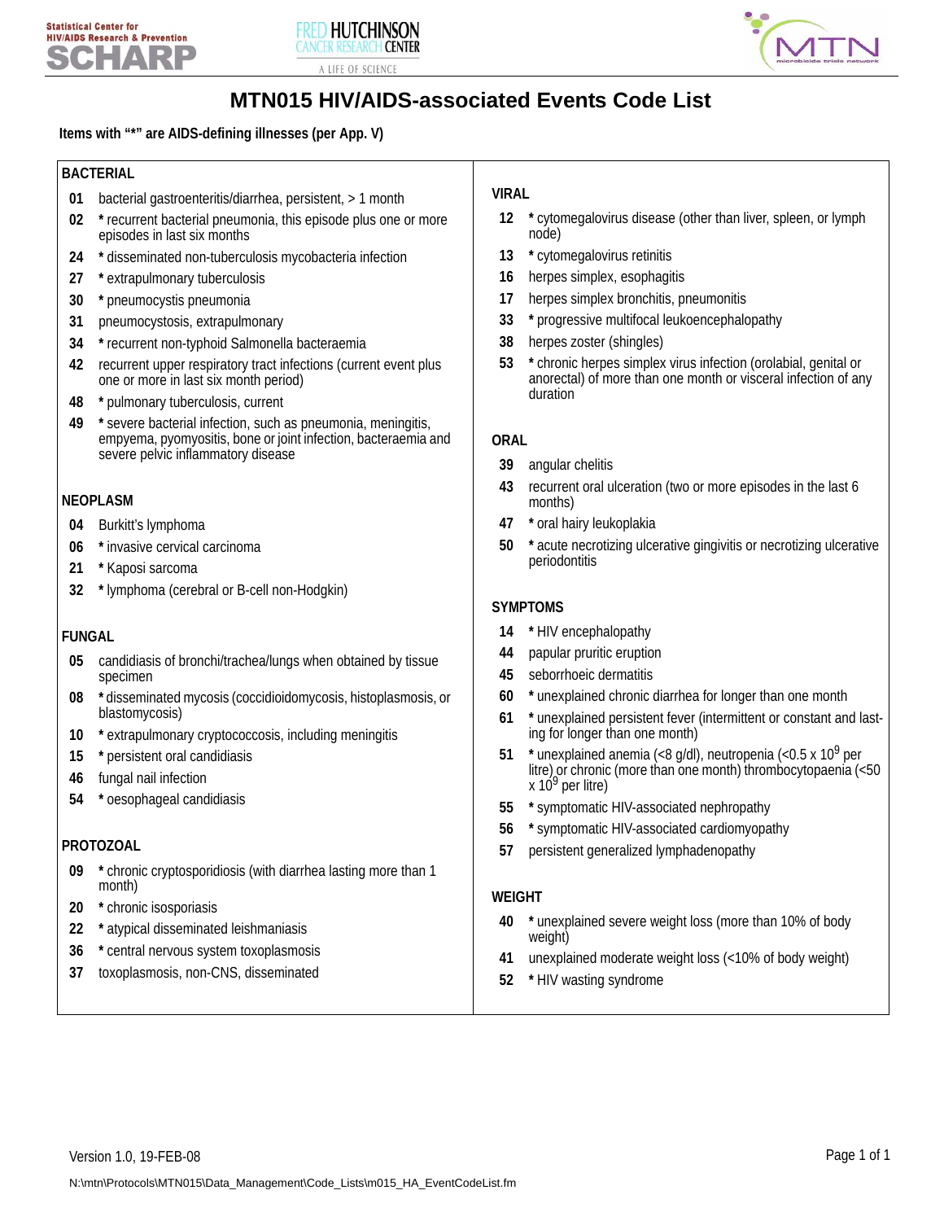# MTN015 HIV/AIDS-associated Events Code List

**Items with "*" are AIDS-defining illnesses (per App. V)**

## BACTERIAL

- **01** bacterial gastroenteritis/diarrhea, persistent, > 1 month
- **02** * recurrent bacterial pneumonia, this episode plus one or more episodes in last six months
- **24** * disseminated non-tuberculosis mycobacteria infection
- **27** * extrapulmonary tuberculosis
- **30** * pneumocystis pneumonia
- **31** pneumocystosis, extrapulmonary
- **34** * recurrent non-typhoid Salmonella bacteraemia
- **42** recurrent upper respiratory tract infections (current event plus one or more in last six month period)
- **48** * pulmonary tuberculosis, current
- **49** * severe bacterial infection, such as pneumonia, meningitis, empyema, pyomyositis, bone or joint infection, bacteraemia and severe pelvic inflammatory disease

## NEOPLASM

- **04** Burkitt's lymphoma
- **06** * invasive cervical carcinoma
- **21** * Kaposi sarcoma
- **32** * lymphoma (cerebral or B-cell non-Hodgkin)

## FUNGAL

- **05** candidiasis of bronchi/trachea/lungs when obtained by tissue specimen
- **08** * disseminated mycosis (coccidioidomycosis, histoplasmosis, or blastomycosis)
- **10** * extrapulmonary cryptococcosis, including meningitis
- **15** * persistent oral candidiasis
- **46** fungal nail infection
- **54** * oesophageal candidiasis

## PROTOZOAL

- **09** * chronic cryptosporidiosis (with diarrhea lasting more than 1 month)
- **20** * chronic isosporiasis
- **22** * atypical disseminated leishmaniasis
- **36** * central nervous system toxoplasmosis
- **37** toxoplasmosis, non-CNS, disseminated

## VIRAL

- **12** * cytomegalovirus disease (other than liver, spleen, or lymph node)
- **13** * cytomegalovirus retinitis
- **16** herpes simplex, esophagitis
- **17** herpes simplex bronchitis, pneumonitis
- **33** * progressive multifocal leukoencephalopathy
- **38** herpes zoster (shingles)
- **53** * chronic herpes simplex virus infection (orolabial, genital or anorectal) of more than one month or visceral infection of any duration

## ORAL

- **39** angular chelitis
- **43** recurrent oral ulceration (two or more episodes in the last 6 months)
- **47** * oral hairy leukoplakia
- **50** * acute necrotizing ulcerative gingivitis or necrotizing ulcerative periodontitis

## SYMPTOMS

- **14** * HIV encephalopathy
- **44** papular pruritic eruption
- **45** seborrhoeic dermatitis
- **60** * unexplained chronic diarrhea for longer than one month
- **61** * unexplained persistent fever (intermittent or constant and lasting for longer than one month)
- **51** * unexplained anemia (<8 g/dl), neutropenia (<0.5 x $10^9$ per litre) or chronic (more than one month) thrombocytopaenia (<50 x $10^9$ per litre)
- **55** * symptomatic HIV-associated nephropathy
- **56** * symptomatic HIV-associated cardiomyopathy
- **57** persistent generalized lymphadenopathy

## WEIGHT

- **40** * unexplained severe weight loss (more than 10% of body weight)
- **41** unexplained moderate weight loss (<10% of body weight)
- **52** * HIV wasting syndrome

Version 1.0, 19-FEB-08

N:\mtn\Protocols\MTN015\Data_Management\Code_Lists\m015_HA_EventCodeList.fm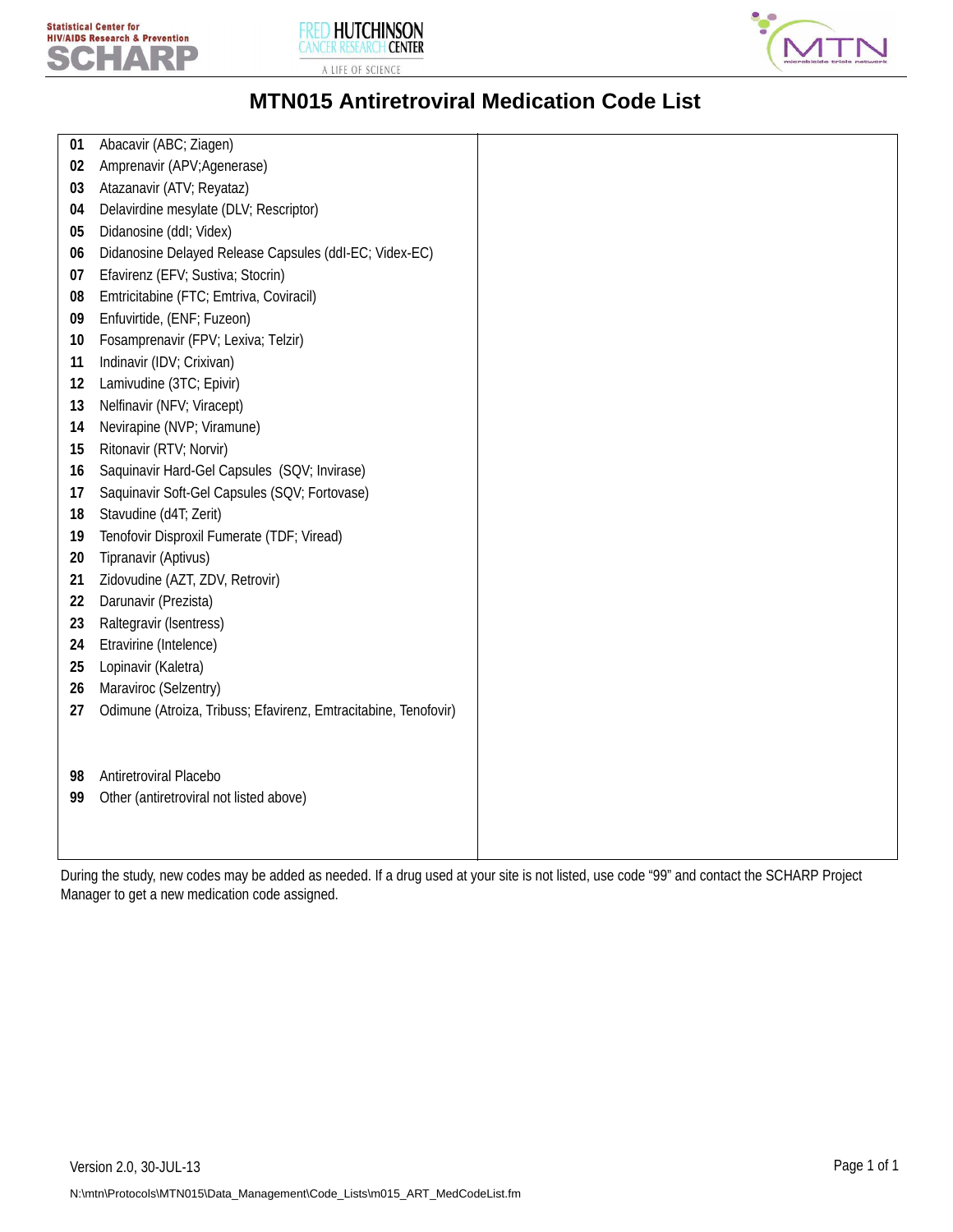# MTN015 Antiretroviral Medication Code List

| Code | Medication |
|---|---|
| **01** | Abacavir (ABC; Ziagen) |
| **02** | Amprenavir (APV;Agenerase) |
| **03** | Atazanavir (ATV; Reyataz) |
| **04** | Delavirdine mesylate (DLV; Rescriptor) |
| **05** | Didanosine (ddI; Videx) |
| **06** | Didanosine Delayed Release Capsules (ddI-EC; Videx-EC) |
| **07** | Efavirenz (EFV; Sustiva; Stocrin) |
| **08** | Emtricitabine (FTC; Emtriva, Coviracil) |
| **09** | Enfuvirtide, (ENF; Fuzeon) |
| **10** | Fosamprenavir (FPV; Lexiva; Telzir) |
| **11** | Indinavir (IDV; Crixivan) |
| **12** | Lamivudine (3TC; Epivir) |
| **13** | Nelfinavir (NFV; Viracept) |
| **14** | Nevirapine (NVP; Viramune) |
| **15** | Ritonavir (RTV; Norvir) |
| **16** | Saquinavir Hard-Gel Capsules (SQV; Invirase) |
| **17** | Saquinavir Soft-Gel Capsules (SQV; Fortovase) |
| **18** | Stavudine (d4T; Zerit) |
| **19** | Tenofovir Disproxil Fumerate (TDF; Viread) |
| **20** | Tipranavir (Aptivus) |
| **21** | Zidovudine (AZT, ZDV, Retrovir) |
| **22** | Darunavir (Prezista) |
| **23** | Raltegravir (Isentress) |
| **24** | Etravirine (Intelence) |
| **25** | Lopinavir (Kaletra) |
| **26** | Maraviroc (Selzentry) |
| **27** | Odimune (Atroiza, Tribuss; Efavirenz, Emtracitabine, Tenofovir) |
| **98** | Antiretroviral Placebo |
| **99** | Other (antiretroviral not listed above) |

During the study, new codes may be added as needed. If a drug used at your site is not listed, use code "99" and contact the SCHARP Project Manager to get a new medication code assigned.

Version 2.0, 30-JUL-13

N:\mtn\Protocols\MTN015\Data_Management\Code_Lists\m015_ART_MedCodeList.fm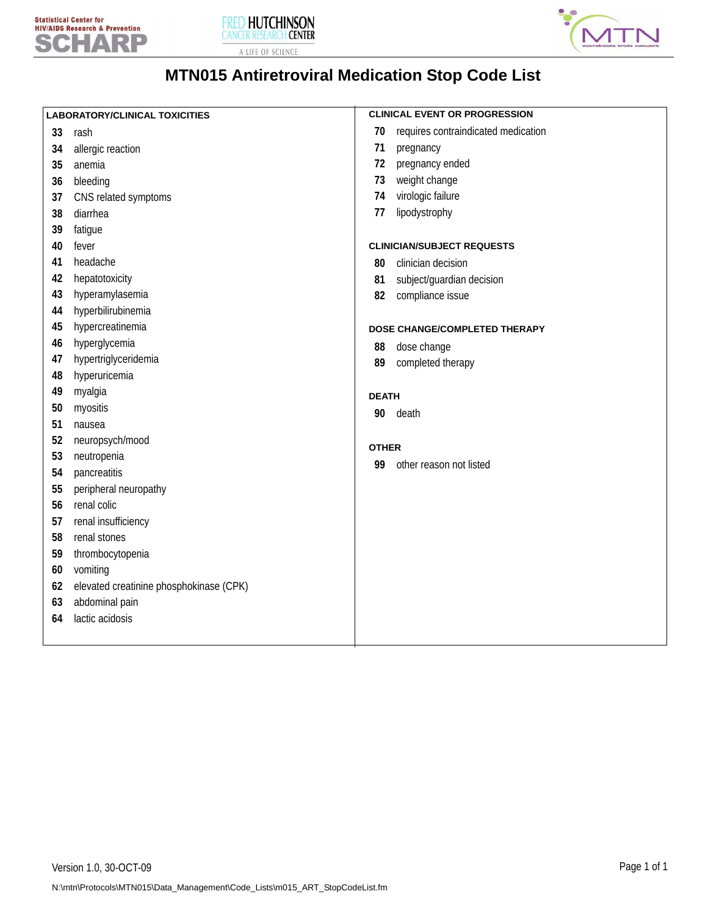Statistical Center for HIV/AIDS Research & Prevention SCHARP

FRED HUTCHINSON CANCER RESEARCH CENTER
A LIFE OF SCIENCE

MTN microbicide trials network

# MTN015 Antiretroviral Medication Stop Code List

## LABORATORY/CLINICAL TOXICITIES

**33** rash
**34** allergic reaction
**35** anemia
**36** bleeding
**37** CNS related symptoms
**38** diarrhea
**39** fatigue
**40** fever
**41** headache
**42** hepatotoxicity
**43** hyperamylasemia
**44** hyperbilirubinemia
**45** hypercreatinemia
**46** hyperglycemia
**47** hypertriglyceridemia
**48** hyperuricemia
**49** myalgia
**50** myositis
**51** nausea
**52** neuropsych/mood
**53** neutropenia
**54** pancreatitis
**55** peripheral neuropathy
**56** renal colic
**57** renal insufficiency
**58** renal stones
**59** thrombocytopenia
**60** vomiting
**62** elevated creatinine phosphokinase (CPK)
**63** abdominal pain
**64** lactic acidosis

## CLINICAL EVENT OR PROGRESSION

**70** requires contraindicated medication
**71** pregnancy
**72** pregnancy ended
**73** weight change
**74** virologic failure
**77** lipodystrophy

## CLINICIAN/SUBJECT REQUESTS

**80** clinician decision
**81** subject/guardian decision
**82** compliance issue

## DOSE CHANGE/COMPLETED THERAPY

**88** dose change
**89** completed therapy

## DEATH

**90** death

## OTHER

**99** other reason not listed

Version 1.0, 30-OCT-09

N:\mtn\Protocols\MTN015\Data_Management\Code_Lists\m015_ART_StopCodeList.fm